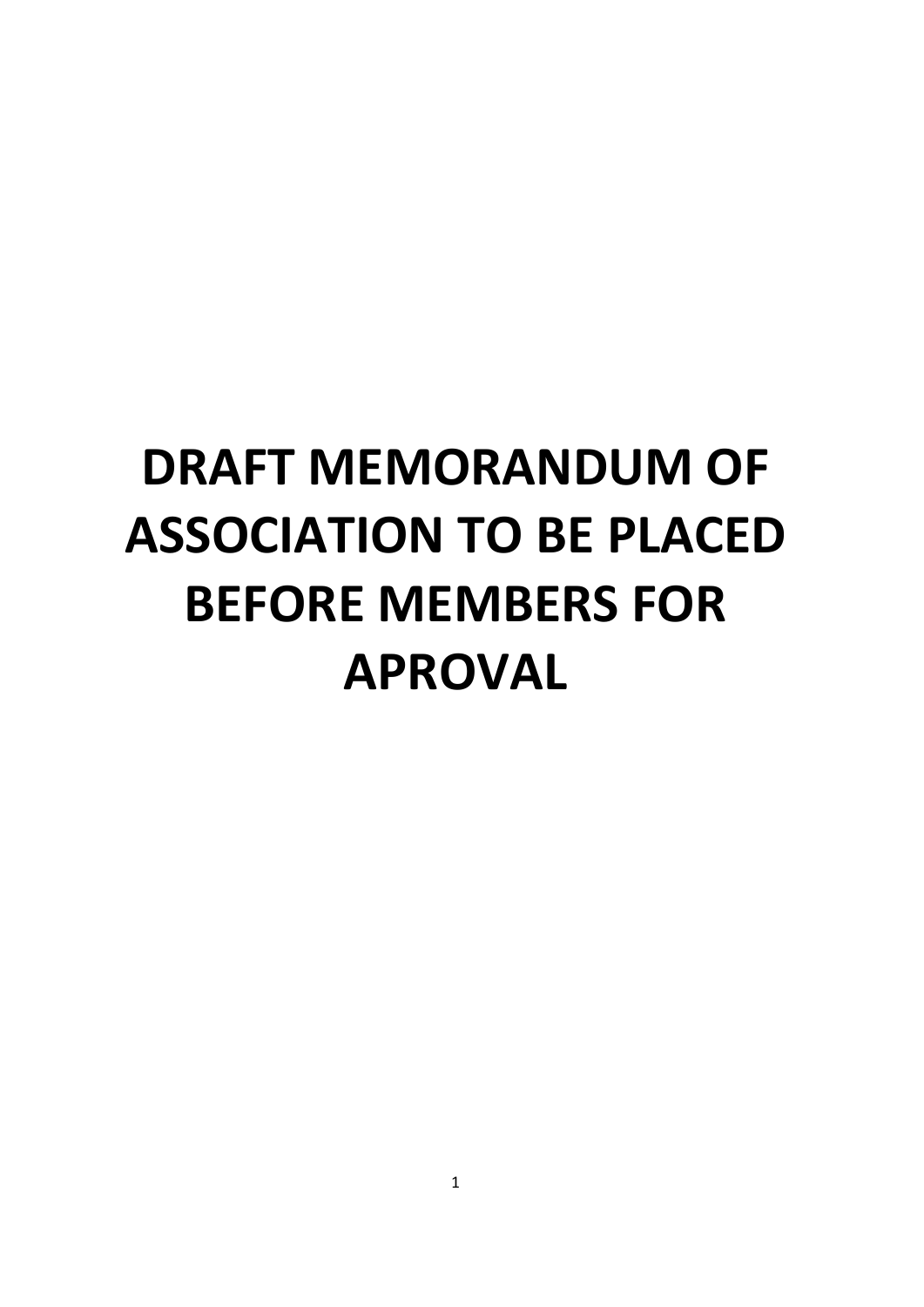# DRAFT MEMORANDUM OF ASSOCIATION TO BE PLACED BEFORE MEMBERS FOR APROVAL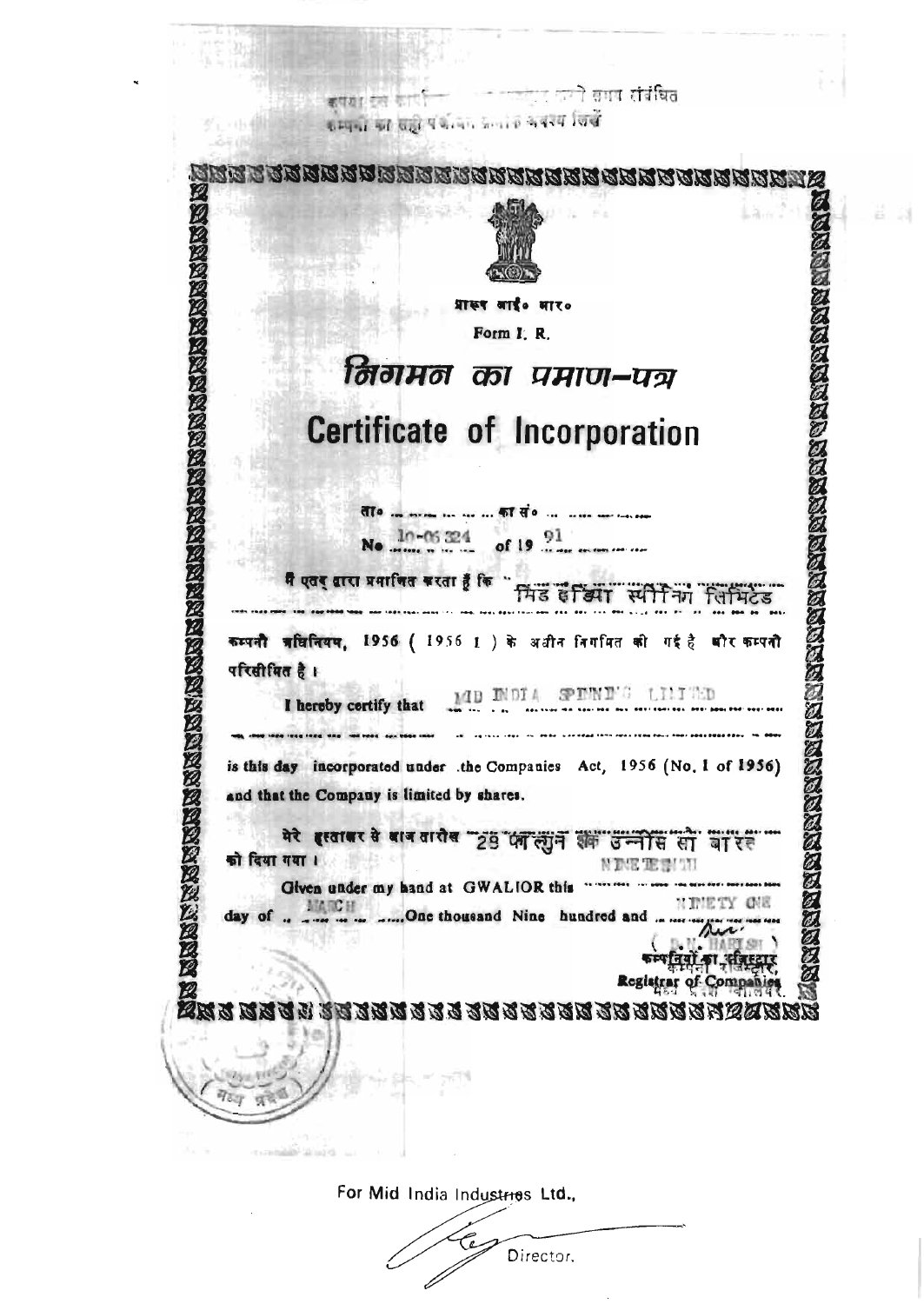फार्म आई० आर०

Form I. R.

# निगमन का प्रमाण-पत्र

# Certificate of Incorporation

सं० ... का सं० ...

No 10-06324 of 19 91

मैं एतद् द्वारा प्रमाणित करता हूँ कि मिड इण्डिया स्पीनिंग लिमिटेड

कम्पनी अधिनियम, 1956 ( 1956 1 ) के अधीन निगमित की गई है और कम्पनी परिसीमित है।

I hereby certify that MID INDIA SPINNING LIMITED

is this day incorporated under the Companies Act, 1956 (No. 1 of 1956) and that the Company is limited by shares.

मेरे हस्ताक्षर से आज तारीख 28 फाल्गुन शक उन्नीस सौ बारह को दिया गया।

Given under my hand at GWALIOR this NINETEENTH day of MARCH One thousand Nine hundred and NINETY ONE

( D.N. HARISH )

कम्पनियों का रजिस्ट्रार,

Registrar of Companies

For Mid India Industries Ltd.,

Director.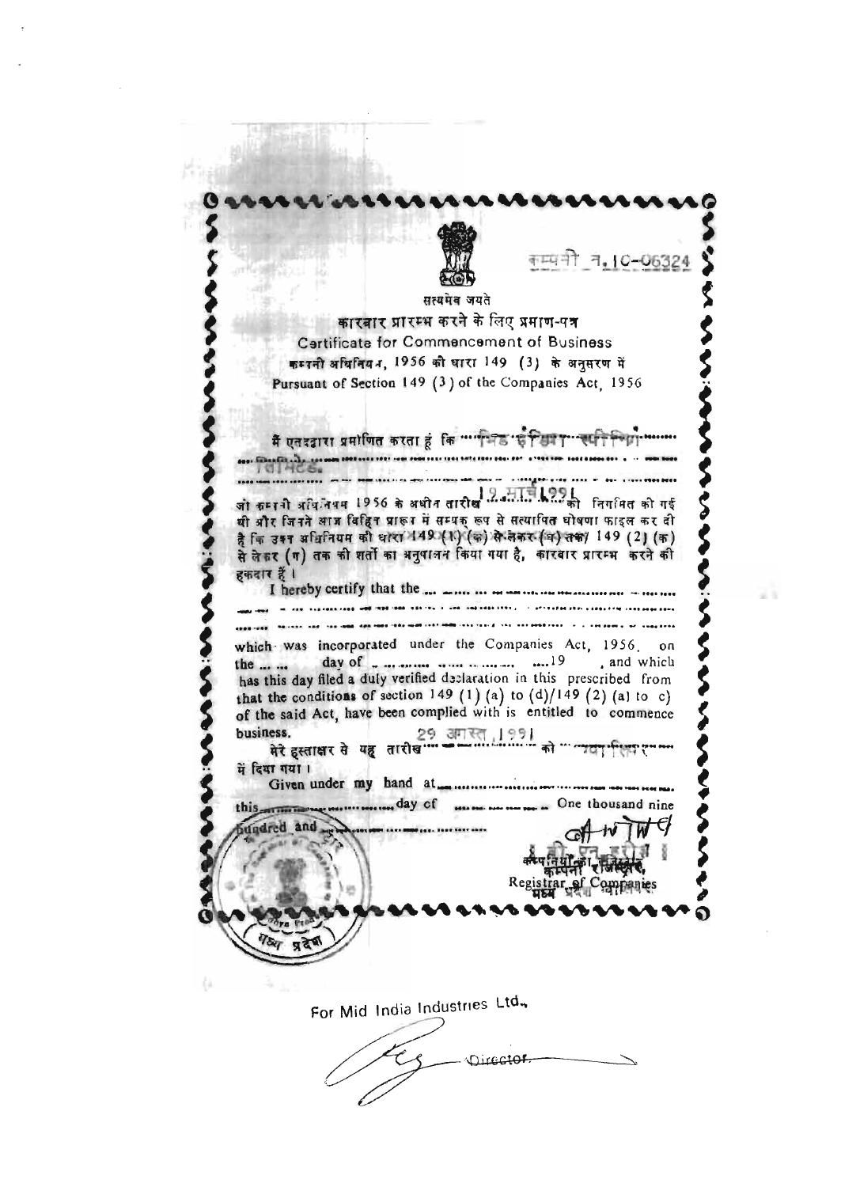कम्पनी न. 10-06324

सत्यमेव जयते

## कारबार प्रारम्भ करने के लिए प्रमाण-पत्र

## Certificate for Commencement of Business

कम्पनी अधिनियम, 1956 की धारा 149 (3) के अनुसरण में

Pursuant of Section 149 (3) of the Companies Act, 1956

मैं एतद्द्वारा प्रमाणित करता हूं कि मिड इंडिया इंडस्ट्रीज लिमिटेड.

जो कम्पनी अधिनियम 1956 के अधीन तारीख 19 मार्च 1991 को निगमित की गई थी और जिसने आज विहित प्रारूप में सम्यक् रूप से सत्यापित घोषणा फाइल कर दी है कि उक्त अधिनियम की धारा 149 (1) (क) से लेकर (घ) तक/ 149 (2) (क) से लेकर (ग) तक की शर्तों का अनुपालन किया गया है, कारबार प्रारम्भ करने की हकदार हैं।

I hereby certify that the ...

which was incorporated under the Companies Act, 1956, on the ... day of ... 19 , and which has this day filed a duly verified declaration in this prescribed from that the conditions of section 149 (1) (a) to (d)/149 (2) (a) to c) of the said Act, have been complied with is entitled to commence business.

मेरे हस्ताक्षर से यह तारीख 29 अगस्त, 1991 को ग्वालियर में दिया गया।

Given under my hand at ... this ... day of ... One thousand nine hundred and ...

आर. बी. एन. हरीश

कम्पनियों का रजिस्ट्रार,

Registrar of Companies

मध्य प्रदेश, ग्वालियर

For Mid India Industries Ltd.,

Director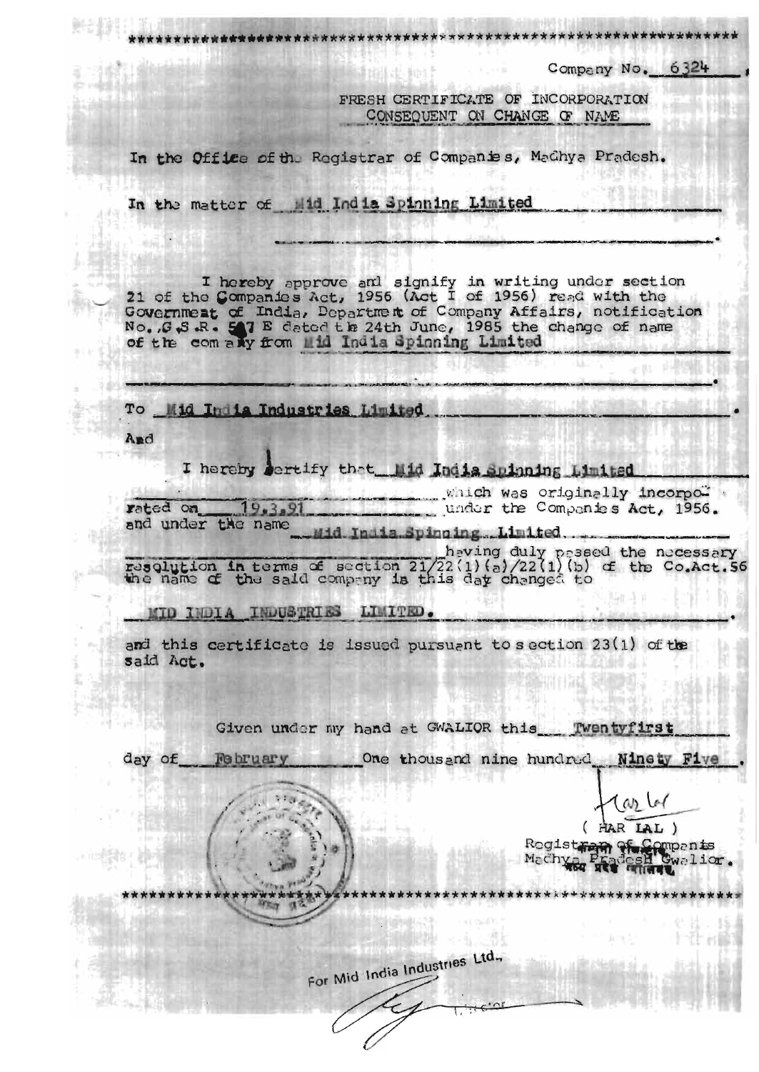Company No. 6324

## FRESH CERTIFICATE OF INCORPORATION CONSEQUENT ON CHANGE OF NAME

In the Office of the Registrar of Companies, Madhya Pradesh.

In the matter of Mid India Spinning Limited

I hereby approve and signify in writing under section 21 of the Companies Act, 1956 (Act I of 1956) read with the Government of India, Department of Company Affairs, notification No. G.S.R. 507 E dated the 24th June, 1985 the change of name of the company from Mid India Spinning Limited

To Mid India Industries Limited.

And

I hereby certify that Mid India Spinning Limited which was originally incorporated on 19.3.91 under the Companies Act, 1956. and under the name Mid India Spinning Limited having duly passed the necessary resolution in terms of section 21/22(1)(a)/22(1)(b) of the Co.Act.56 the name of the said company is this day changed to

MID INDIA INDUSTRIES LIMITED.

and this certificate is issued pursuant to section 23(1) of the said Act.

Given under my hand at GWALIOR this Twentyfirst day of February One thousand nine hundred Ninety Five.

( HAR LAL )
Registrar of Companies
Madhya Pradesh Gwalior.

For Mid India Industries Ltd.,
Director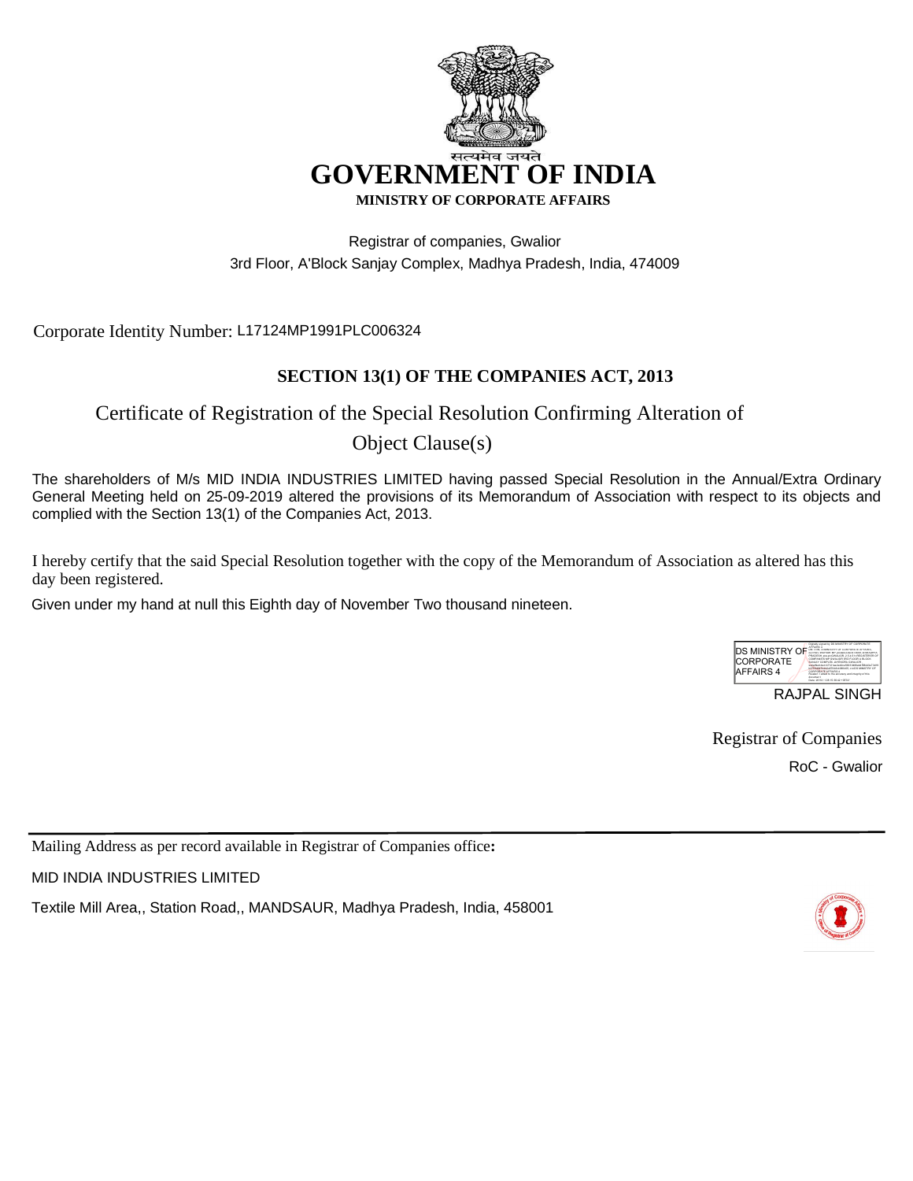सत्यमेव जयते

# GOVERNMENT OF INDIA

**MINISTRY OF CORPORATE AFFAIRS**

Registrar of companies, Gwalior

3rd Floor, A'Block Sanjay Complex, Madhya Pradesh, India, 474009

Corporate Identity Number: L17124MP1991PLC006324

**SECTION 13(1) OF THE COMPANIES ACT, 2013**

## Certificate of Registration of the Special Resolution Confirming Alteration of Object Clause(s)

The shareholders of M/s MID INDIA INDUSTRIES LIMITED having passed Special Resolution in the Annual/Extra Ordinary General Meeting held on 25-09-2019 altered the provisions of its Memorandum of Association with respect to its objects and complied with the Section 13(1) of the Companies Act, 2013.

I hereby certify that the said Special Resolution together with the copy of the Memorandum of Association as altered has this day been registered.

Given under my hand at null this Eighth day of November Two thousand nineteen.

DS MINISTRY OF CORPORATE AFFAIRS 4

RAJPAL SINGH

Registrar of Companies

RoC - Gwalior

---

Mailing Address as per record available in Registrar of Companies office**:**

MID INDIA INDUSTRIES LIMITED

Textile Mill Area,, Station Road,, MANDSAUR, Madhya Pradesh, India, 458001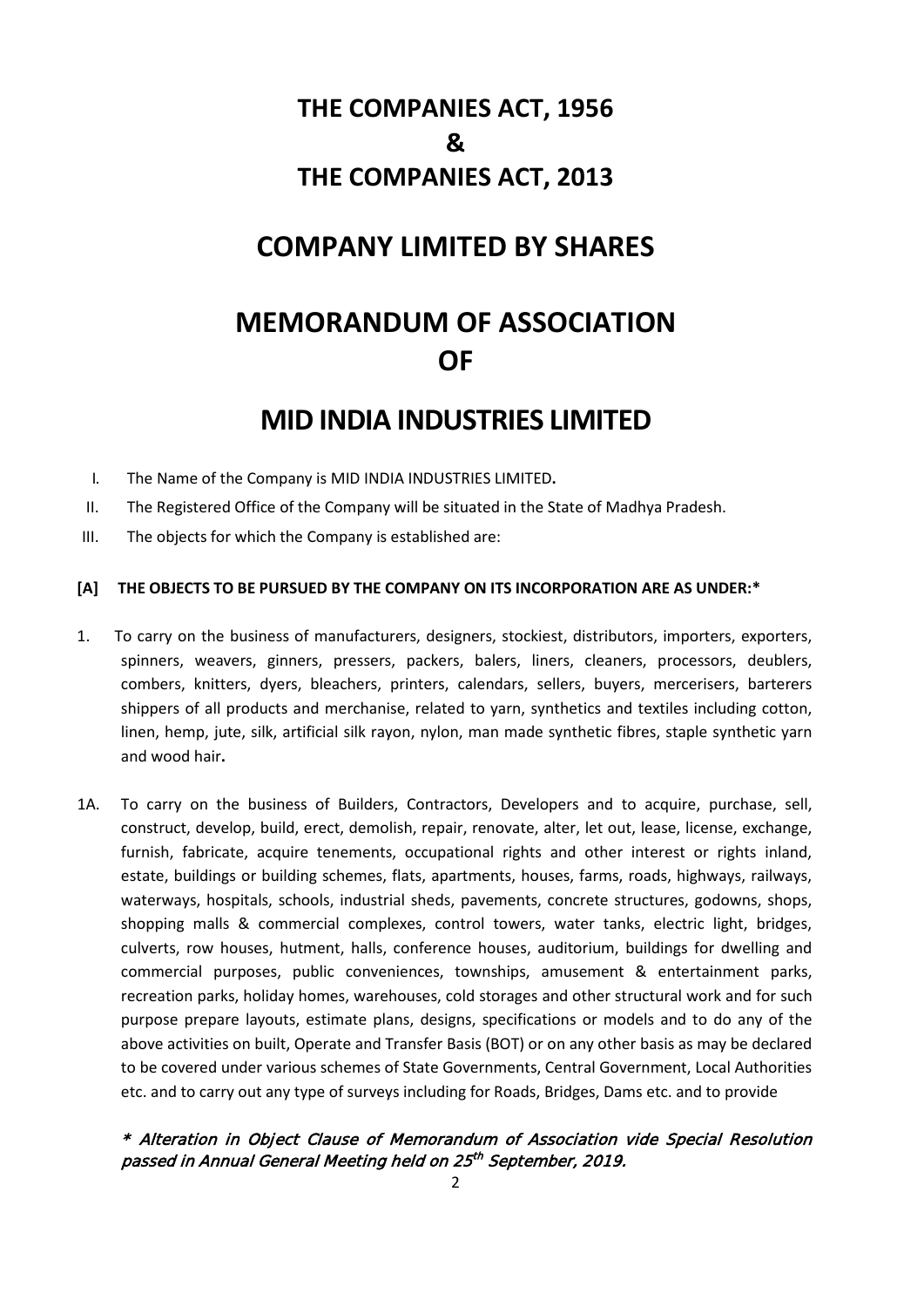# THE COMPANIES ACT, 1956
# &
# THE COMPANIES ACT, 2013

# COMPANY LIMITED BY SHARES

# MEMORANDUM OF ASSOCIATION
# OF

# MID INDIA INDUSTRIES LIMITED

I. The Name of the Company is MID INDIA INDUSTRIES LIMITED**.**

II. The Registered Office of the Company will be situated in the State of Madhya Pradesh.

III. The objects for which the Company is established are:

**[A] THE OBJECTS TO BE PURSUED BY THE COMPANY ON ITS INCORPORATION ARE AS UNDER:***

1. To carry on the business of manufacturers, designers, stockiest, distributors, importers, exporters, spinners, weavers, ginners, pressers, packers, balers, liners, cleaners, processors, deublers, combers, knitters, dyers, bleachers, printers, calendars, sellers, buyers, mercerisers, barterers shippers of all products and merchanise, related to yarn, synthetics and textiles including cotton, linen, hemp, jute, silk, artificial silk rayon, nylon, man made synthetic fibres, staple synthetic yarn and wood hair**.**

1A. To carry on the business of Builders, Contractors, Developers and to acquire, purchase, sell, construct, develop, build, erect, demolish, repair, renovate, alter, let out, lease, license, exchange, furnish, fabricate, acquire tenements, occupational rights and other interest or rights inland, estate, buildings or building schemes, flats, apartments, houses, farms, roads, highways, railways, waterways, hospitals, schools, industrial sheds, pavements, concrete structures, godowns, shops, shopping malls & commercial complexes, control towers, water tanks, electric light, bridges, culverts, row houses, hutment, halls, conference houses, auditorium, buildings for dwelling and commercial purposes, public conveniences, townships, amusement & entertainment parks, recreation parks, holiday homes, warehouses, cold storages and other structural work and for such purpose prepare layouts, estimate plans, designs, specifications or models and to do any of the above activities on built, Operate and Transfer Basis (BOT) or on any other basis as may be declared to be covered under various schemes of State Governments, Central Government, Local Authorities etc. and to carry out any type of surveys including for Roads, Bridges, Dams etc. and to provide

***\* Alteration in Object Clause of Memorandum of Association vide Special Resolution passed in Annual General Meeting held on 25th September, 2019.***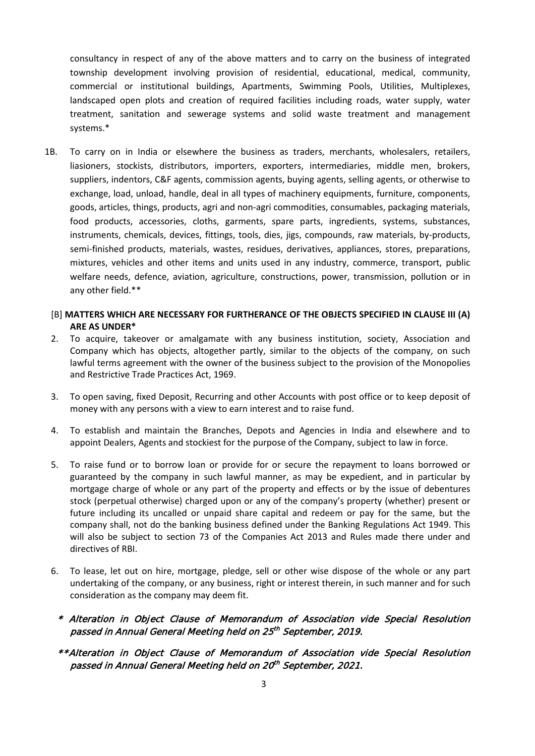consultancy in respect of any of the above matters and to carry on the business of integrated township development involving provision of residential, educational, medical, community, commercial or institutional buildings, Apartments, Swimming Pools, Utilities, Multiplexes, landscaped open plots and creation of required facilities including roads, water supply, water treatment, sanitation and sewerage systems and solid waste treatment and management systems.*

1B. To carry on in India or elsewhere the business as traders, merchants, wholesalers, retailers, liasioners, stockists, distributors, importers, exporters, intermediaries, middle men, brokers, suppliers, indentors, C&F agents, commission agents, buying agents, selling agents, or otherwise to exchange, load, unload, handle, deal in all types of machinery equipments, furniture, components, goods, articles, things, products, agri and non-agri commodities, consumables, packaging materials, food products, accessories, cloths, garments, spare parts, ingredients, systems, substances, instruments, chemicals, devices, fittings, tools, dies, jigs, compounds, raw materials, by-products, semi-finished products, materials, wastes, residues, derivatives, appliances, stores, preparations, mixtures, vehicles and other items and units used in any industry, commerce, transport, public welfare needs, defence, aviation, agriculture, constructions, power, transmission, pollution or in any other field.**

[B] **MATTERS WHICH ARE NECESSARY FOR FURTHERANCE OF THE OBJECTS SPECIFIED IN CLAUSE III (A) ARE AS UNDER***

2. To acquire, takeover or amalgamate with any business institution, society, Association and Company which has objects, altogether partly, similar to the objects of the company, on such lawful terms agreement with the owner of the business subject to the provision of the Monopolies and Restrictive Trade Practices Act, 1969.

3. To open saving, fixed Deposit, Recurring and other Accounts with post office or to keep deposit of money with any persons with a view to earn interest and to raise fund.

4. To establish and maintain the Branches, Depots and Agencies in India and elsewhere and to appoint Dealers, Agents and stockiest for the purpose of the Company, subject to law in force.

5. To raise fund or to borrow loan or provide for or secure the repayment to loans borrowed or guaranteed by the company in such lawful manner, as may be expedient, and in particular by mortgage charge of whole or any part of the property and effects or by the issue of debentures stock (perpetual otherwise) charged upon or any of the company's property (whether) present or future including its uncalled or unpaid share capital and redeem or pay for the same, but the company shall, not do the banking business defined under the Banking Regulations Act 1949. This will also be subject to section 73 of the Companies Act 2013 and Rules made there under and directives of RBI.

6. To lease, let out on hire, mortgage, pledge, sell or other wise dispose of the whole or any part undertaking of the company, or any business, right or interest therein, in such manner and for such consideration as the company may deem fit.

***\* Alteration in Object Clause of Memorandum of Association vide Special Resolution passed in Annual General Meeting held on 25th September, 2019.***

***\*\*Alteration in Object Clause of Memorandum of Association vide Special Resolution passed in Annual General Meeting held on 20th September, 2021.***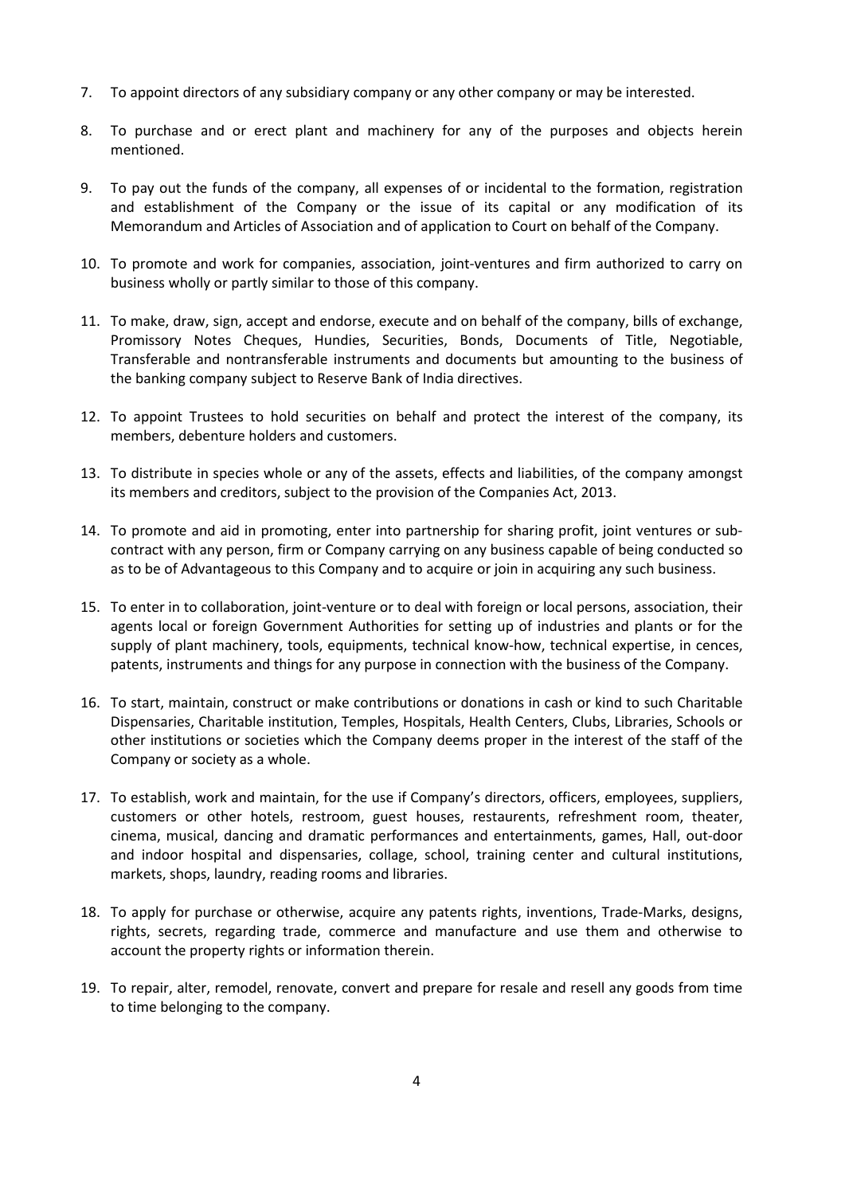7. To appoint directors of any subsidiary company or any other company or may be interested.

8. To purchase and or erect plant and machinery for any of the purposes and objects herein mentioned.

9. To pay out the funds of the company, all expenses of or incidental to the formation, registration and establishment of the Company or the issue of its capital or any modification of its Memorandum and Articles of Association and of application to Court on behalf of the Company.

10. To promote and work for companies, association, joint-ventures and firm authorized to carry on business wholly or partly similar to those of this company.

11. To make, draw, sign, accept and endorse, execute and on behalf of the company, bills of exchange, Promissory Notes Cheques, Hundies, Securities, Bonds, Documents of Title, Negotiable, Transferable and nontransferable instruments and documents but amounting to the business of the banking company subject to Reserve Bank of India directives.

12. To appoint Trustees to hold securities on behalf and protect the interest of the company, its members, debenture holders and customers.

13. To distribute in species whole or any of the assets, effects and liabilities, of the company amongst its members and creditors, subject to the provision of the Companies Act, 2013.

14. To promote and aid in promoting, enter into partnership for sharing profit, joint ventures or sub-contract with any person, firm or Company carrying on any business capable of being conducted so as to be of Advantageous to this Company and to acquire or join in acquiring any such business.

15. To enter in to collaboration, joint-venture or to deal with foreign or local persons, association, their agents local or foreign Government Authorities for setting up of industries and plants or for the supply of plant machinery, tools, equipments, technical know-how, technical expertise, in cences, patents, instruments and things for any purpose in connection with the business of the Company.

16. To start, maintain, construct or make contributions or donations in cash or kind to such Charitable Dispensaries, Charitable institution, Temples, Hospitals, Health Centers, Clubs, Libraries, Schools or other institutions or societies which the Company deems proper in the interest of the staff of the Company or society as a whole.

17. To establish, work and maintain, for the use if Company's directors, officers, employees, suppliers, customers or other hotels, restroom, guest houses, restaurents, refreshment room, theater, cinema, musical, dancing and dramatic performances and entertainments, games, Hall, out-door and indoor hospital and dispensaries, collage, school, training center and cultural institutions, markets, shops, laundry, reading rooms and libraries.

18. To apply for purchase or otherwise, acquire any patents rights, inventions, Trade-Marks, designs, rights, secrets, regarding trade, commerce and manufacture and use them and otherwise to account the property rights or information therein.

19. To repair, alter, remodel, renovate, convert and prepare for resale and resell any goods from time to time belonging to the company.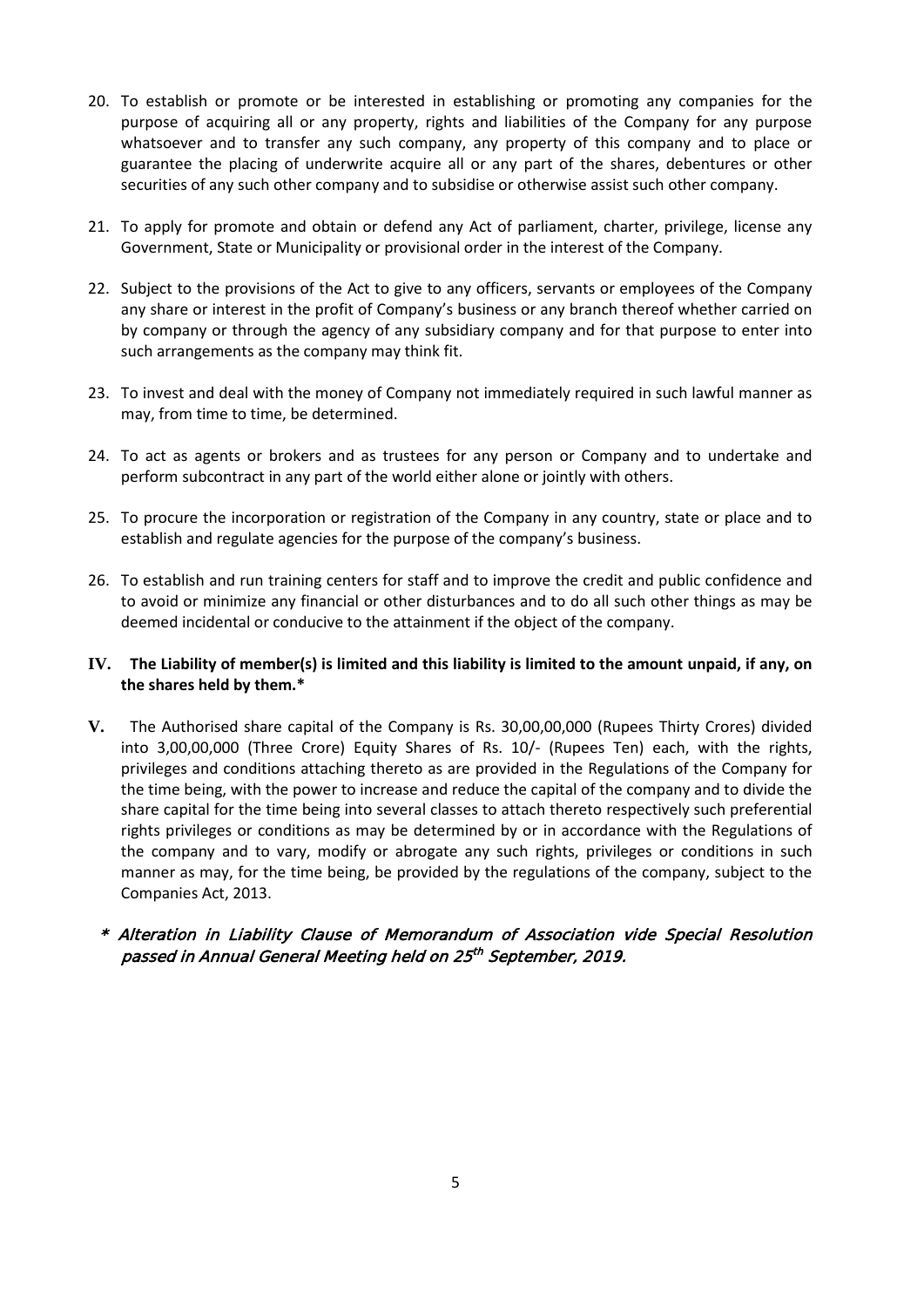20. To establish or promote or be interested in establishing or promoting any companies for the purpose of acquiring all or any property, rights and liabilities of the Company for any purpose whatsoever and to transfer any such company, any property of this company and to place or guarantee the placing of underwrite acquire all or any part of the shares, debentures or other securities of any such other company and to subsidise or otherwise assist such other company.

21. To apply for promote and obtain or defend any Act of parliament, charter, privilege, license any Government, State or Municipality or provisional order in the interest of the Company.

22. Subject to the provisions of the Act to give to any officers, servants or employees of the Company any share or interest in the profit of Company's business or any branch thereof whether carried on by company or through the agency of any subsidiary company and for that purpose to enter into such arrangements as the company may think fit.

23. To invest and deal with the money of Company not immediately required in such lawful manner as may, from time to time, be determined.

24. To act as agents or brokers and as trustees for any person or Company and to undertake and perform subcontract in any part of the world either alone or jointly with others.

25. To procure the incorporation or registration of the Company in any country, state or place and to establish and regulate agencies for the purpose of the company's business.

26. To establish and run training centers for staff and to improve the credit and public confidence and to avoid or minimize any financial or other disturbances and to do all such other things as may be deemed incidental or conducive to the attainment if the object of the company.

**IV. The Liability of member(s) is limited and this liability is limited to the amount unpaid, if any, on the shares held by them.***

**V.** The Authorised share capital of the Company is Rs. 30,00,00,000 (Rupees Thirty Crores) divided into 3,00,00,000 (Three Crore) Equity Shares of Rs. 10/- (Rupees Ten) each, with the rights, privileges and conditions attaching thereto as are provided in the Regulations of the Company for the time being, with the power to increase and reduce the capital of the company and to divide the share capital for the time being into several classes to attach thereto respectively such preferential rights privileges or conditions as may be determined by or in accordance with the Regulations of the company and to vary, modify or abrogate any such rights, privileges or conditions in such manner as may, for the time being, be provided by the regulations of the company, subject to the Companies Act, 2013.

***\* Alteration in Liability Clause of Memorandum of Association vide Special Resolution passed in Annual General Meeting held on 25th September, 2019.***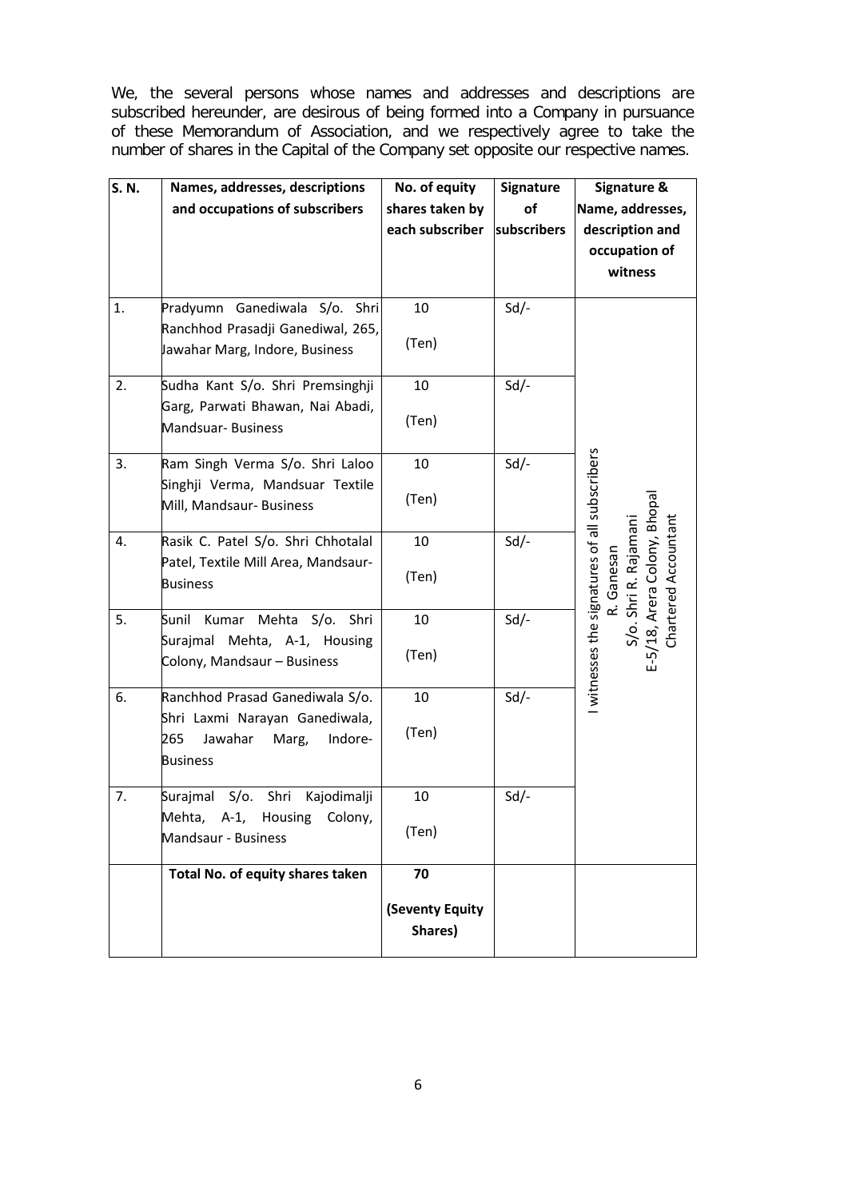We, the several persons whose names and addresses and descriptions are subscribed hereunder, are desirous of being formed into a Company in pursuance of these Memorandum of Association, and we respectively agree to take the number of shares in the Capital of the Company set opposite our respective names.

| S. N. | Names, addresses, descriptions and occupations of subscribers | No. of equity shares taken by each subscriber | Signature of subscribers | Signature & Name, addresses, description and occupation of witness |
|---|---|---|---|---|
| 1. | Pradyumn Ganediwala S/o. Shri Ranchhod Prasadji Ganediwal, 265, Jawahar Marg, Indore, Business | 10 (Ten) | Sd/- | I witnesses the signatures of all subscribers R. Ganesan S/o. Shri R. Rajamani E-5/18, Arera Colony, Bhopal Chartered Accountant |
| 2. | Sudha Kant S/o. Shri Premsinghji Garg, Parwati Bhawan, Nai Abadi, Mandsuar- Business | 10 (Ten) | Sd/- | |
| 3. | Ram Singh Verma S/o. Shri Laloo Singhji Verma, Mandsuar Textile Mill, Mandsaur- Business | 10 (Ten) | Sd/- | |
| 4. | Rasik C. Patel S/o. Shri Chhotalal Patel, Textile Mill Area, Mandsaur-Business | 10 (Ten) | Sd/- | |
| 5. | Sunil Kumar Mehta S/o. Shri Surajmal Mehta, A-1, Housing Colony, Mandsaur – Business | 10 (Ten) | Sd/- | |
| 6. | Ranchhod Prasad Ganediwala S/o. Shri Laxmi Narayan Ganediwala, 265 Jawahar Marg, Indore-Business | 10 (Ten) | Sd/- | |
| 7. | Surajmal S/o. Shri Kajodimalji Mehta, A-1, Housing Colony, Mandsaur - Business | 10 (Ten) | Sd/- | |
| | **Total No. of equity shares taken** | **70 (Seventy Equity Shares)** | | |